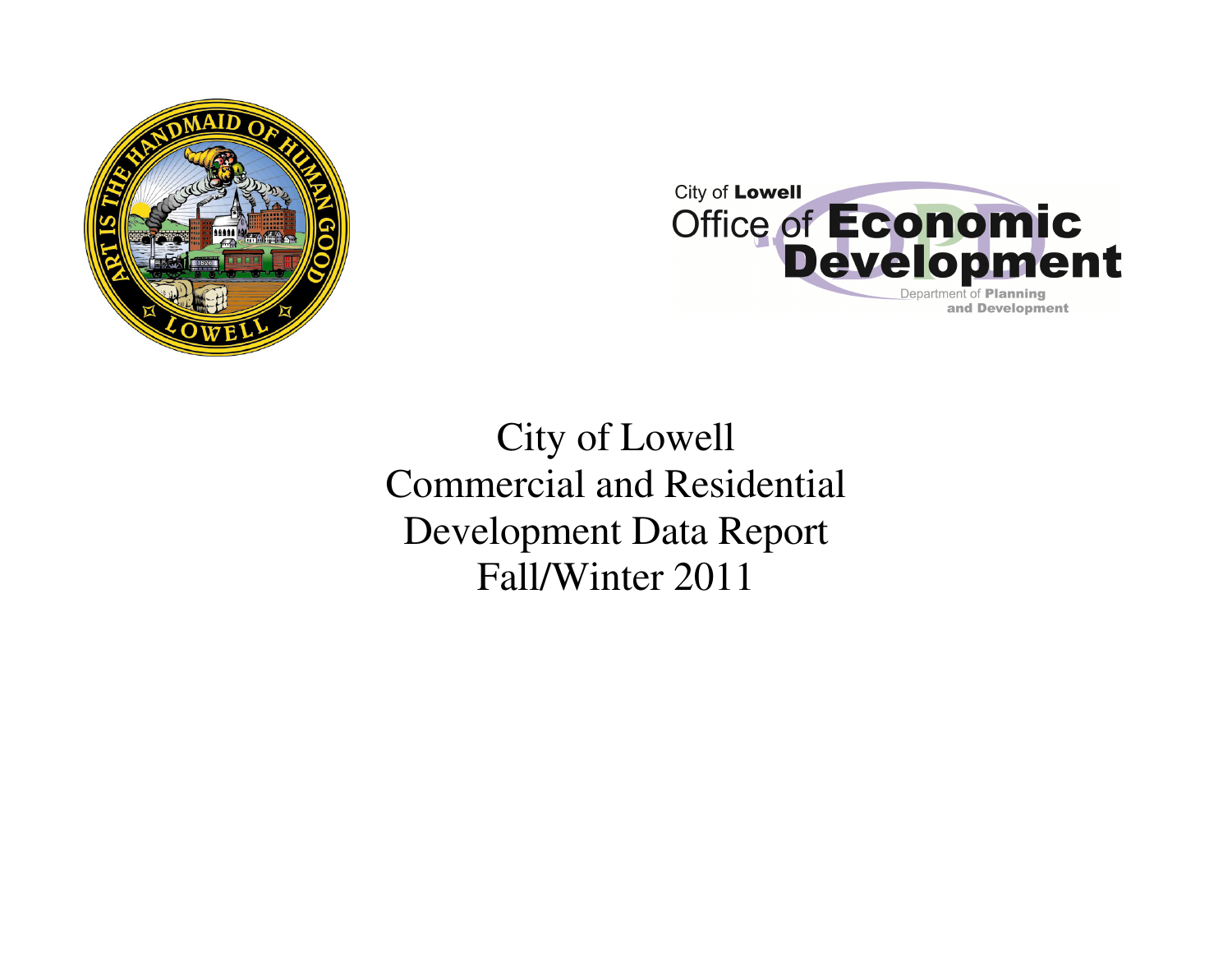City of Lowell Office of Economic Development

Department of Planning and Development

# City of Lowell Commercial and Residential Development Data Report Fall/Winter 2011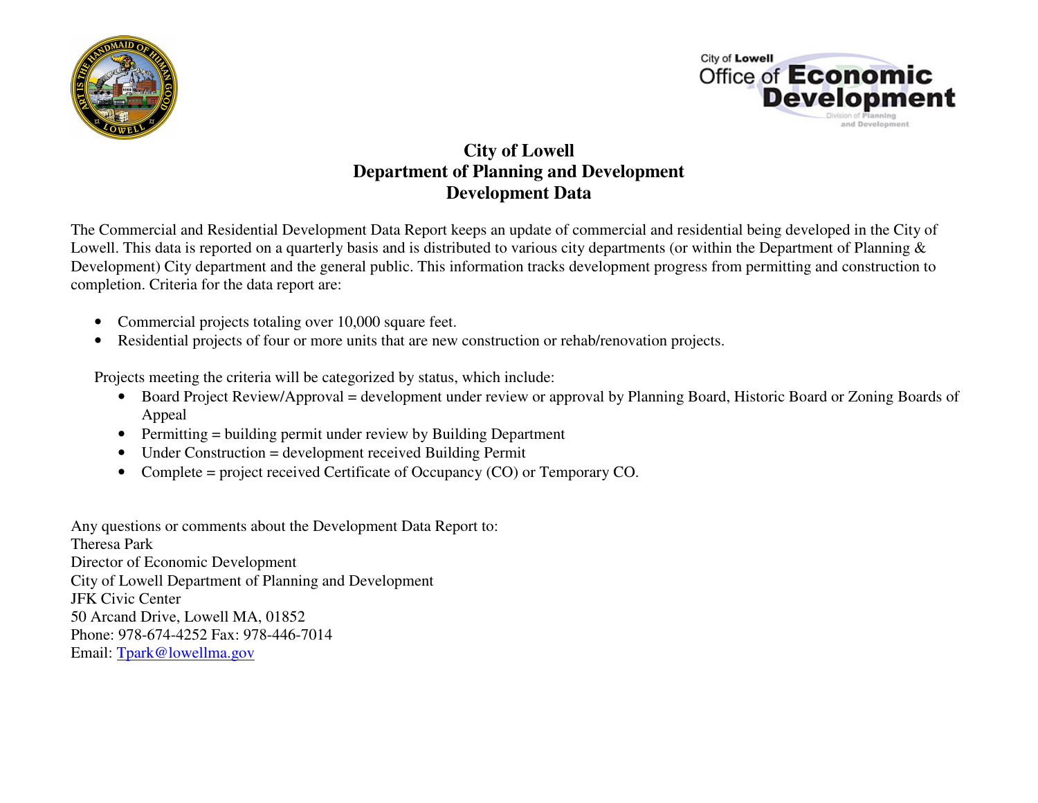# City of Lowell
# Department of Planning and Development
# Development Data

The Commercial and Residential Development Data Report keeps an update of commercial and residential being developed in the City of Lowell. This data is reported on a quarterly basis and is distributed to various city departments (or within the Department of Planning & Development) City department and the general public. This information tracks development progress from permitting and construction to completion. Criteria for the data report are:

- Commercial projects totaling over 10,000 square feet.
- Residential projects of four or more units that are new construction or rehab/renovation projects.

Projects meeting the criteria will be categorized by status, which include:

- Board Project Review/Approval = development under review or approval by Planning Board, Historic Board or Zoning Boards of Appeal
- Permitting = building permit under review by Building Department
- Under Construction = development received Building Permit
- Complete = project received Certificate of Occupancy (CO) or Temporary CO.

Any questions or comments about the Development Data Report to:
Theresa Park
Director of Economic Development
City of Lowell Department of Planning and Development
JFK Civic Center
50 Arcand Drive, Lowell MA, 01852
Phone: 978-674-4252 Fax: 978-446-7014
Email: Tpark@lowellma.gov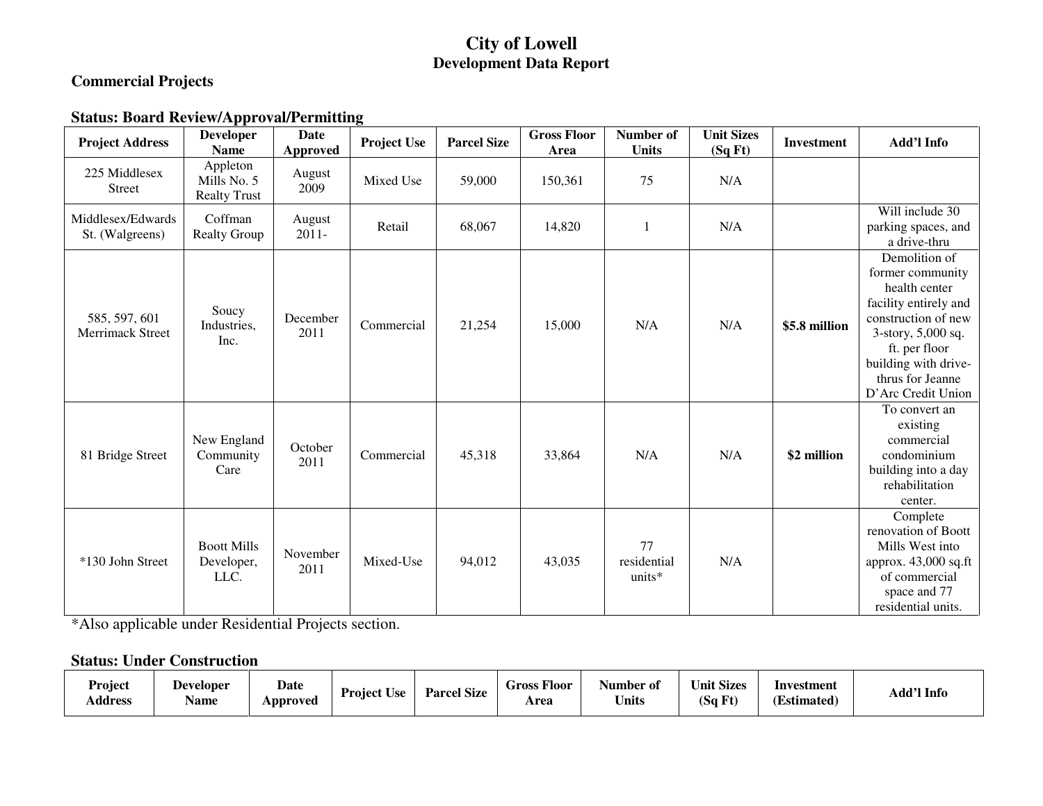# City of Lowell

## Development Data Report

### Commercial Projects

### Status: Board Review/Approval/Permitting

| Project Address | Developer Name | Date Approved | Project Use | Parcel Size | Gross Floor Area | Number of Units | Unit Sizes (Sq Ft) | Investment | Add'l Info |
|---|---|---|---|---|---|---|---|---|---|
| 225 Middlesex Street | Appleton Mills No. 5 Realty Trust | August 2009 | Mixed Use | 59,000 | 150,361 | 75 | N/A | | |
| Middlesex/Edwards St. (Walgreens) | Coffman Realty Group | August 2011- | Retail | 68,067 | 14,820 | 1 | N/A | | Will include 30 parking spaces, and a drive-thru |
| 585, 597, 601 Merrimack Street | Soucy Industries, Inc. | December 2011 | Commercial | 21,254 | 15,000 | N/A | N/A | **$5.8 million** | Demolition of former community health center facility entirely and construction of new 3-story, 5,000 sq. ft. per floor building with drive-thrus for Jeanne D'Arc Credit Union |
| 81 Bridge Street | New England Community Care | October 2011 | Commercial | 45,318 | 33,864 | N/A | N/A | **$2 million** | To convert an existing commercial condominium building into a day rehabilitation center. |
| *130 John Street | Boott Mills Developer, LLC. | November 2011 | Mixed-Use | 94,012 | 43,035 | 77 residential units* | N/A | | Complete renovation of Boott Mills West into approx. 43,000 sq.ft of commercial space and 77 residential units. |

*Also applicable under Residential Projects section.

### Status: Under Construction

| Project Address | Developer Name | Date Approved | Project Use | Parcel Size | Gross Floor Area | Number of Units | Unit Sizes (Sq Ft) | Investment (Estimated) | Add'l Info |
|---|---|---|---|---|---|---|---|---|---|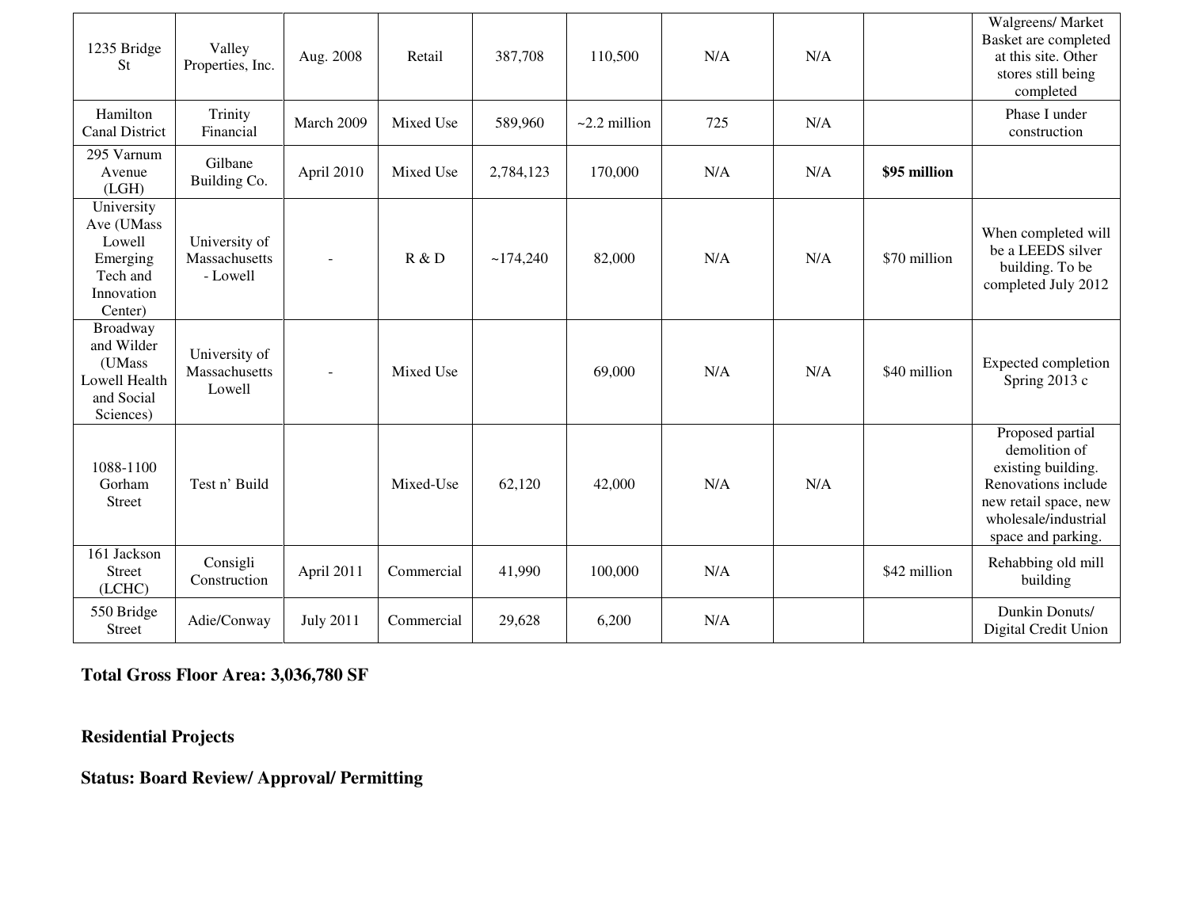| | | | | | | | | | |
|---|---|---|---|---|---|---|---|---|---|
| 1235 Bridge St | Valley Properties, Inc. | Aug. 2008 | Retail | 387,708 | 110,500 | N/A | N/A | | Walgreens/ Market Basket are completed at this site. Other stores still being completed |
| Hamilton Canal District | Trinity Financial | March 2009 | Mixed Use | 589,960 | ~2.2 million | 725 | N/A | | Phase I under construction |
| 295 Varnum Avenue (LGH) | Gilbane Building Co. | April 2010 | Mixed Use | 2,784,123 | 170,000 | N/A | N/A | **$95 million** | |
| University Ave (UMass Lowell Emerging Tech and Innovation Center) | University of Massachusetts - Lowell | - | R & D | ~174,240 | 82,000 | N/A | N/A | $70 million | When completed will be a LEEDS silver building. To be completed July 2012 |
| Broadway and Wilder (UMass Lowell Health and Social Sciences) | University of Massachusetts Lowell | - | Mixed Use | | 69,000 | N/A | N/A | $40 million | Expected completion Spring 2013 c |
| 1088-1100 Gorham Street | Test n' Build | | Mixed-Use | 62,120 | 42,000 | N/A | N/A | | Proposed partial demolition of existing building. Renovations include new retail space, new wholesale/industrial space and parking. |
| 161 Jackson Street (LCHC) | Consigli Construction | April 2011 | Commercial | 41,990 | 100,000 | N/A | | $42 million | Rehabbing old mill building |
| 550 Bridge Street | Adie/Conway | July 2011 | Commercial | 29,628 | 6,200 | N/A | | | Dunkin Donuts/ Digital Credit Union |

**Total Gross Floor Area: 3,036,780 SF**

**Residential Projects**

**Status: Board Review/ Approval/ Permitting**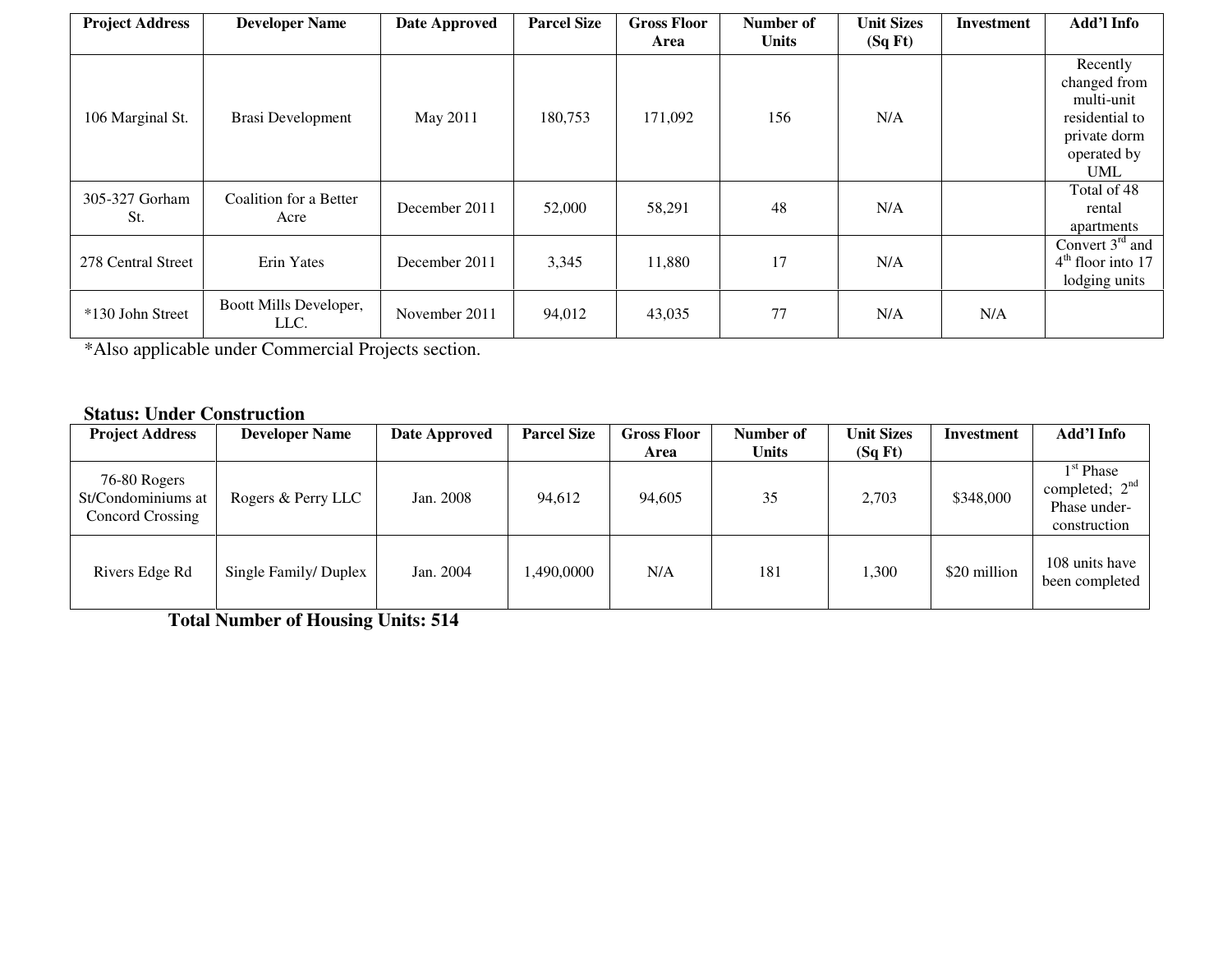| Project Address | Developer Name | Date Approved | Parcel Size | Gross Floor Area | Number of Units | Unit Sizes (Sq Ft) | Investment | Add'l Info |
|---|---|---|---|---|---|---|---|---|
| 106 Marginal St. | Brasi Development | May 2011 | 180,753 | 171,092 | 156 | N/A | | Recently changed from multi-unit residential to private dorm operated by UML |
| 305-327 Gorham St. | Coalition for a Better Acre | December 2011 | 52,000 | 58,291 | 48 | N/A | | Total of 48 rental apartments |
| 278 Central Street | Erin Yates | December 2011 | 3,345 | 11,880 | 17 | N/A | | Convert 3rd and 4th floor into 17 lodging units |
| *130 John Street | Boott Mills Developer, LLC. | November 2011 | 94,012 | 43,035 | 77 | N/A | N/A | |

*Also applicable under Commercial Projects section.

**Status: Under Construction**

| Project Address | Developer Name | Date Approved | Parcel Size | Gross Floor Area | Number of Units | Unit Sizes (Sq Ft) | Investment | Add'l Info |
|---|---|---|---|---|---|---|---|---|
| 76-80 Rogers St/Condominiums at Concord Crossing | Rogers & Perry LLC | Jan. 2008 | 94,612 | 94,605 | 35 | 2,703 | $348,000 | 1st Phase completed; 2nd Phase under-construction |
| Rivers Edge Rd | Single Family/ Duplex | Jan. 2004 | 1,490,0000 | N/A | 181 | 1,300 | $20 million | 108 units have been completed |

**Total Number of Housing Units: 514**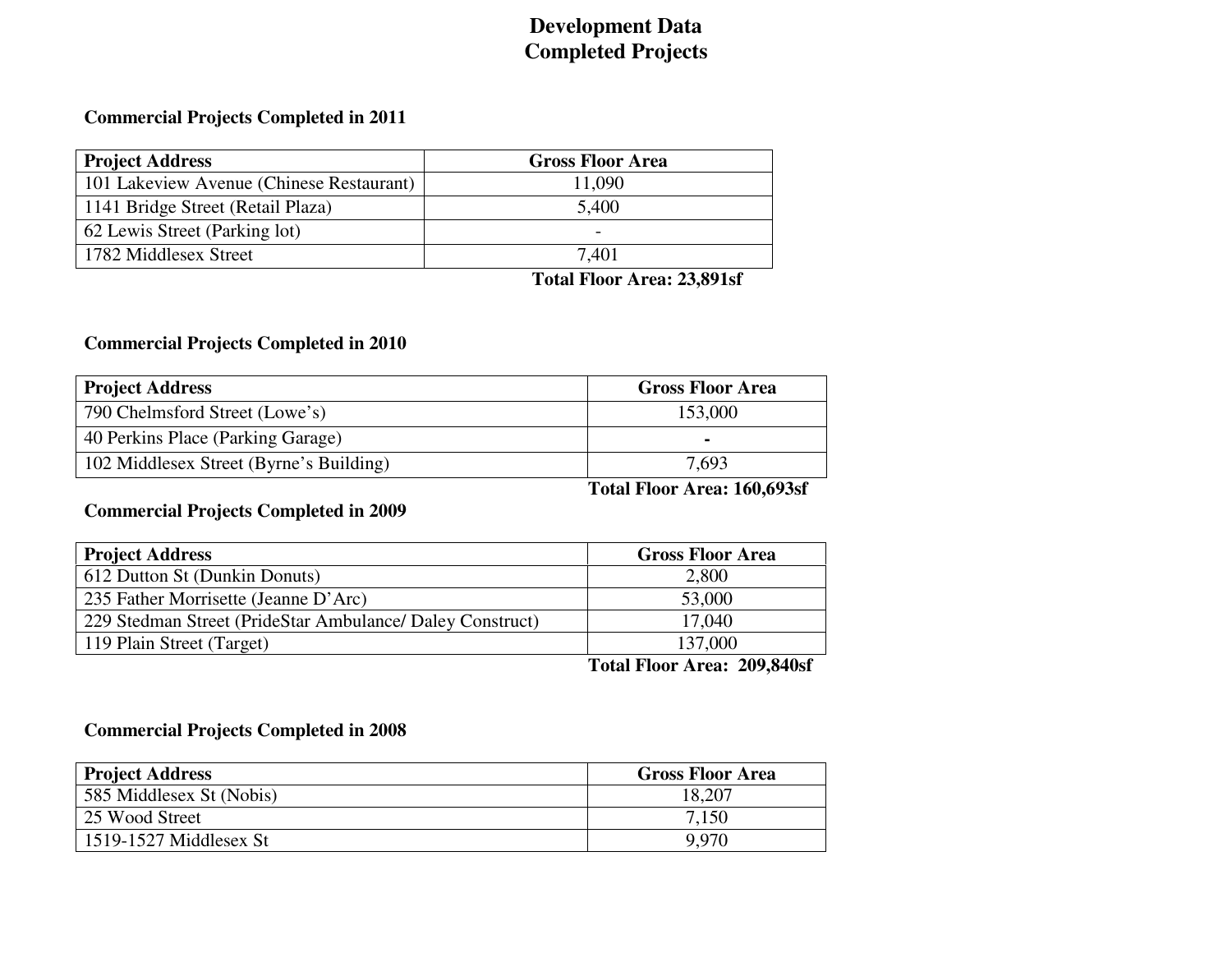# Development Data
# Completed Projects

**Commercial Projects Completed in 2011**

| Project Address | Gross Floor Area |
|---|---|
| 101 Lakeview Avenue (Chinese Restaurant) | 11,090 |
| 1141 Bridge Street (Retail Plaza) | 5,400 |
| 62 Lewis Street (Parking lot) | - |
| 1782 Middlesex Street | 7,401 |

**Total Floor Area: 23,891sf**

**Commercial Projects Completed in 2010**

| Project Address | Gross Floor Area |
|---|---|
| 790 Chelmsford Street (Lowe's) | 153,000 |
| 40 Perkins Place (Parking Garage) | - |
| 102 Middlesex Street (Byrne's Building) | 7,693 |

**Total Floor Area: 160,693sf**

**Commercial Projects Completed in 2009**

| Project Address | Gross Floor Area |
|---|---|
| 612 Dutton St (Dunkin Donuts) | 2,800 |
| 235 Father Morrisette (Jeanne D'Arc) | 53,000 |
| 229 Stedman Street (PrideStar Ambulance/ Daley Construct) | 17,040 |
| 119 Plain Street (Target) | 137,000 |

**Total Floor Area: 209,840sf**

**Commercial Projects Completed in 2008**

| Project Address | Gross Floor Area |
|---|---|
| 585 Middlesex St (Nobis) | 18,207 |
| 25 Wood Street | 7,150 |
| 1519-1527 Middlesex St | 9,970 |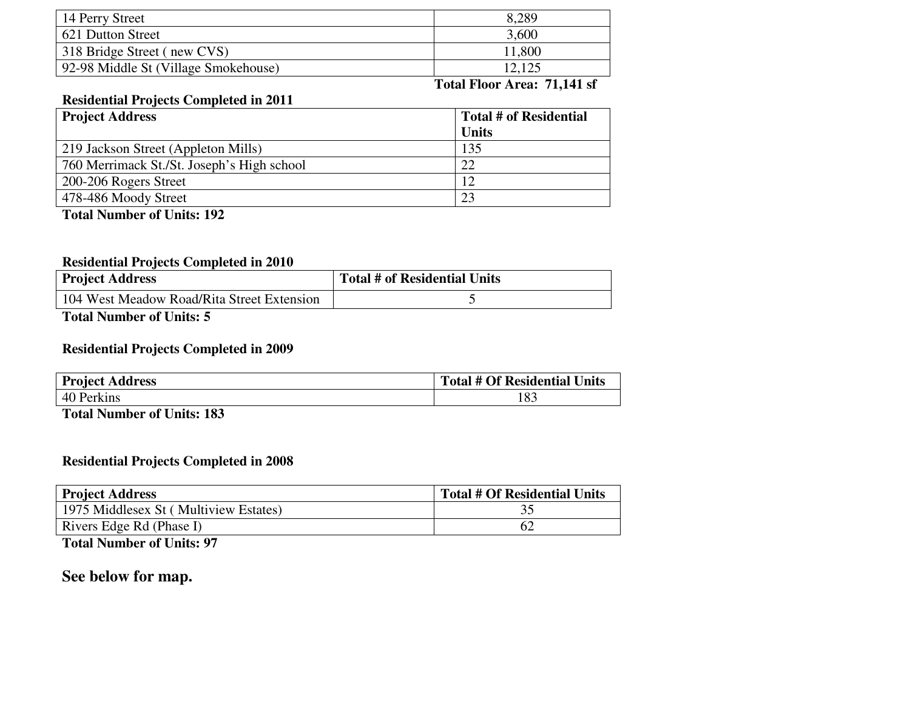| | |
|---|---|
| 14 Perry Street | 8,289 |
| 621 Dutton Street | 3,600 |
| 318 Bridge Street ( new CVS) | 11,800 |
| 92-98 Middle St (Village Smokehouse) | 12,125 |

**Total Floor Area: 71,141 sf**

**Residential Projects Completed in 2011**

| Project Address | Total # of Residential Units |
|---|---|
| 219 Jackson Street (Appleton Mills) | 135 |
| 760 Merrimack St./St. Joseph's High school | 22 |
| 200-206 Rogers Street | 12 |
| 478-486 Moody Street | 23 |

**Total Number of Units: 192**

**Residential Projects Completed in 2010**

| Project Address | Total # of Residential Units |
|---|---|
| 104 West Meadow Road/Rita Street Extension | 5 |

**Total Number of Units: 5**

**Residential Projects Completed in 2009**

| Project Address | Total # Of Residential Units |
|---|---|
| 40 Perkins | 183 |

**Total Number of Units: 183**

**Residential Projects Completed in 2008**

| Project Address | Total # Of Residential Units |
|---|---|
| 1975 Middlesex St ( Multiview Estates) | 35 |
| Rivers Edge Rd (Phase I) | 62 |

**Total Number of Units: 97**

**See below for map.**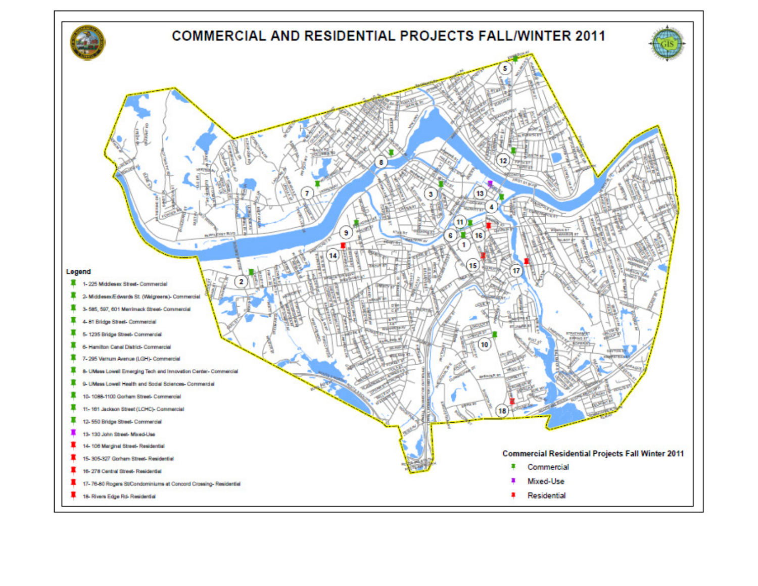# COMMERCIAL AND RESIDENTIAL PROJECTS FALL/WINTER 2011

**Legend**

- 1- 225 Middlesex Street- Commercial
- 2- Middlesex/Edwards St. (Walgreens)- Commercial
- 3- 585, 597, 601 Merrimack Street- Commercial
- 4- 81 Bridge Street- Commercial
- 5- 1235 Bridge Street- Commercial
- 6- Hamilton Canal District- Commercial
- 7- 295 Varnum Avenue (LGH)- Commercial
- 8- UMass Lowell Emerging Tech and Innovation Center- Commercial
- 9- UMass Lowell Health and Social Sciences- Commercial
- 10- 1088-1100 Gorham Street- Commercial
- 11- 161 Jackson Street (LCHC)- Commercial
- 12- 550 Bridge Street- Commercial
- 13- 130 John Street- Mixed-Use
- 14- 106 Marginal Street- Residential
- 15- 305-327 Gorham Street- Residential
- 16- 278 Central Street- Residential
- 17- 76-80 Rogers St/Condominiums at Concord Crossing- Residential
- 18- Rivers Edge Rd- Residential

**Commercial Residential Projects Fall Winter 2011**

- Commercial
- Mixed-Use
- Residential